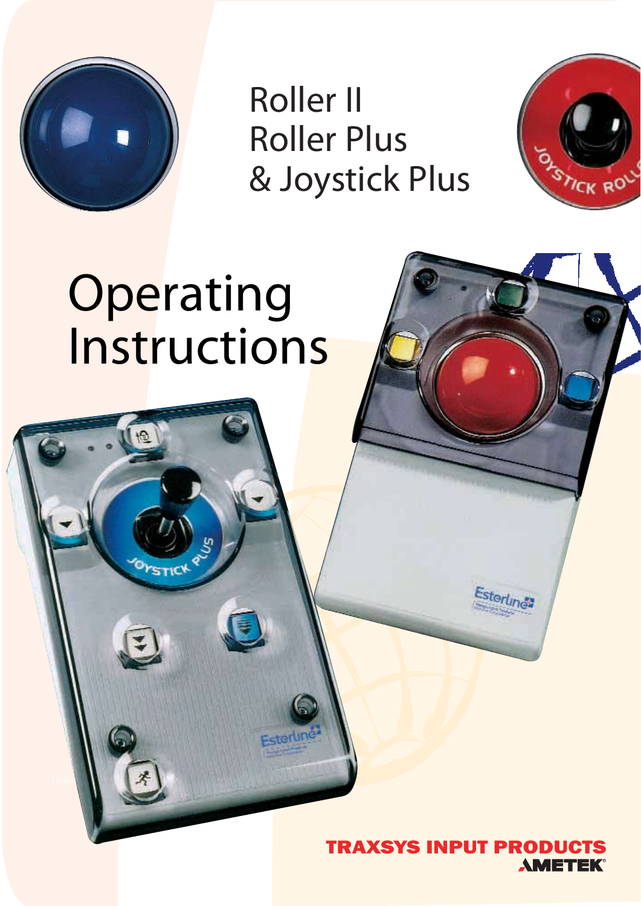# Roller II
# Roller Plus
# & Joystick Plus

# Operating Instructions

**TRAXSYS INPUT PRODUCTS**
**AMETEK®**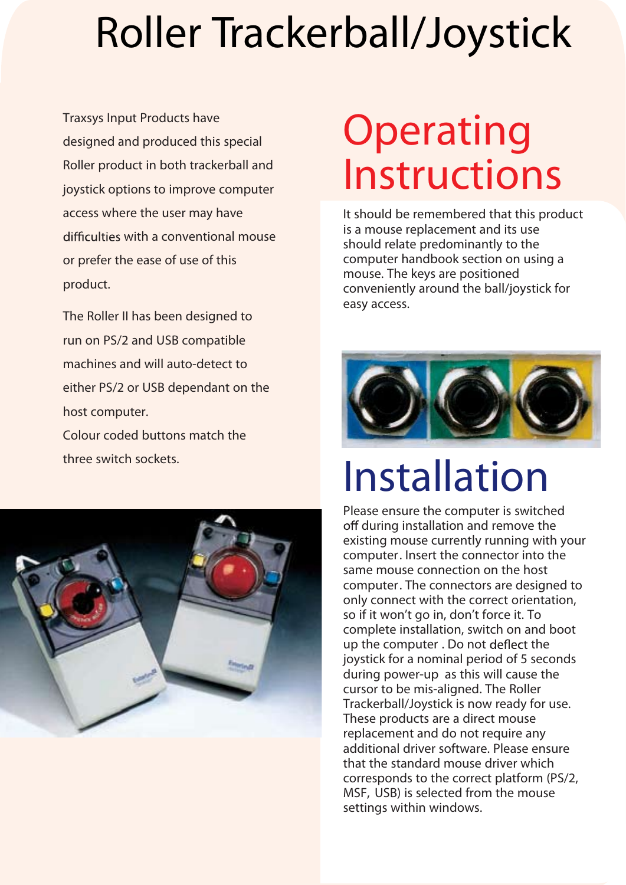# Roller Trackerball/Joystick

Traxsys Input Products have designed and produced this special Roller product in both trackerball and joystick options to improve computer access where the user may have difficulties with a conventional mouse or prefer the ease of use of this product.

The Roller II has been designed to run on PS/2 and USB compatible machines and will auto-detect to either PS/2 or USB dependant on the host computer.

Colour coded buttons match the three switch sockets.

## Operating Instructions

It should be remembered that this product is a mouse replacement and its use should relate predominantly to the computer handbook section on using a mouse. The keys are positioned conveniently around the ball/joystick for easy access.

## Installation

Please ensure the computer is switched off during installation and remove the existing mouse currently running with your computer. Insert the connector into the same mouse connection on the host computer. The connectors are designed to only connect with the correct orientation, so if it won't go in, don't force it. To complete installation, switch on and boot up the computer . Do not deflect the joystick for a nominal period of 5 seconds during power-up as this will cause the cursor to be mis-aligned. The Roller Trackerball/Joystick is now ready for use. These products are a direct mouse replacement and do not require any additional driver software. Please ensure that the standard mouse driver which corresponds to the correct platform (PS/2, MSF, USB) is selected from the mouse settings within windows.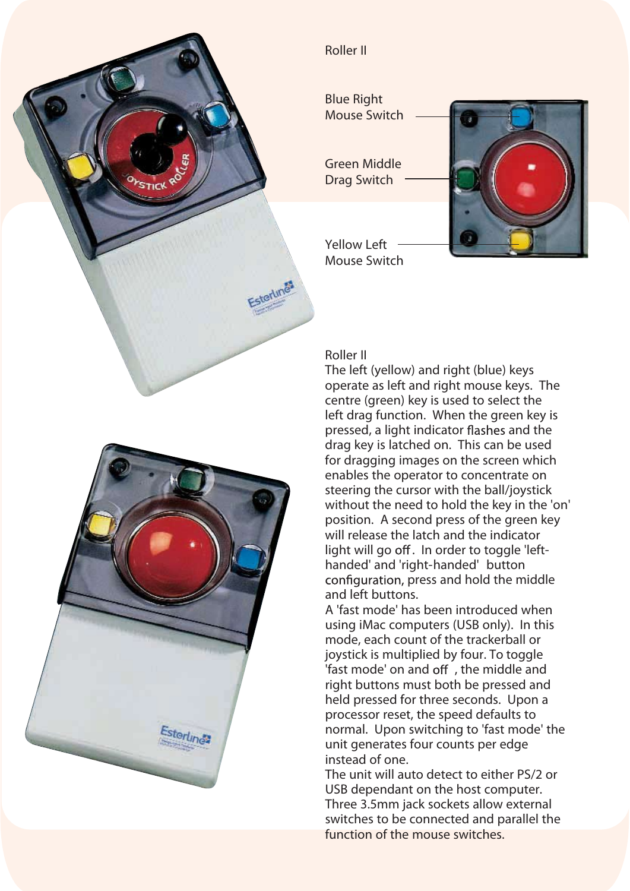Roller II

Blue Right Mouse Switch

Green Middle Drag Switch

Yellow Left Mouse Switch

## Roller II

The left (yellow) and right (blue) keys operate as left and right mouse keys. The centre (green) key is used to select the left drag function. When the green key is pressed, a light indicator flashes and the drag key is latched on. This can be used for dragging images on the screen which enables the operator to concentrate on steering the cursor with the ball/joystick without the need to hold the key in the 'on' position. A second press of the green key will release the latch and the indicator light will go off. In order to toggle 'left-handed' and 'right-handed' button configuration, press and hold the middle and left buttons.

A 'fast mode' has been introduced when using iMac computers (USB only). In this mode, each count of the trackerball or joystick is multiplied by four. To toggle 'fast mode' on and off , the middle and right buttons must both be pressed and held pressed for three seconds. Upon a processor reset, the speed defaults to normal. Upon switching to 'fast mode' the unit generates four counts per edge instead of one.

The unit will auto detect to either PS/2 or USB dependant on the host computer. Three 3.5mm jack sockets allow external switches to be connected and parallel the function of the mouse switches.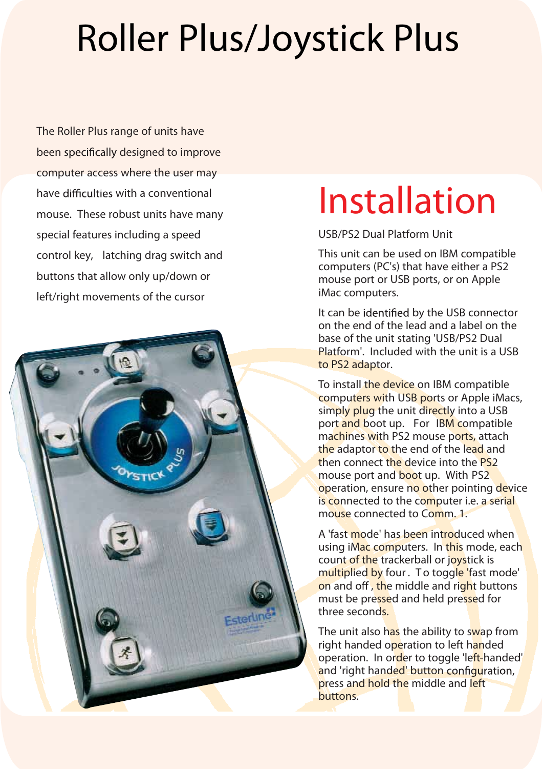# Roller Plus/Joystick Plus

The Roller Plus range of units have been specifically designed to improve computer access where the user may have difficulties with a conventional mouse. These robust units have many special features including a speed control key, latching drag switch and buttons that allow only up/down or left/right movements of the cursor

## Installation

USB/PS2 Dual Platform Unit

This unit can be used on IBM compatible computers (PC's) that have either a PS2 mouse port or USB ports, or on Apple iMac computers.

It can be identified by the USB connector on the end of the lead and a label on the base of the unit stating 'USB/PS2 Dual Platform'. Included with the unit is a USB to PS2 adaptor.

To install the device on IBM compatible computers with USB ports or Apple iMacs, simply plug the unit directly into a USB port and boot up. For IBM compatible machines with PS2 mouse ports, attach the adaptor to the end of the lead and then connect the device into the PS2 mouse port and boot up. With PS2 operation, ensure no other pointing device is connected to the computer i.e. a serial mouse connected to Comm. 1.

A 'fast mode' has been introduced when using iMac computers. In this mode, each count of the trackerball or joystick is multiplied by four. To toggle 'fast mode' on and off, the middle and right buttons must be pressed and held pressed for three seconds.

The unit also has the ability to swap from right handed operation to left handed operation. In order to toggle 'left-handed' and 'right handed' button configuration, press and hold the middle and left buttons.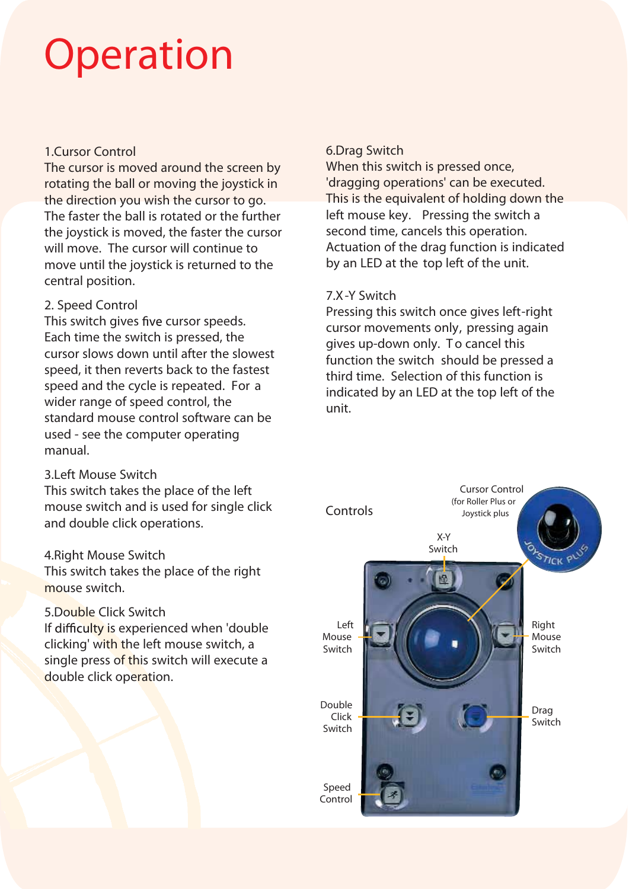# Operation

## 1. Cursor Control

The cursor is moved around the screen by rotating the ball or moving the joystick in the direction you wish the cursor to go. The faster the ball is rotated or the further the joystick is moved, the faster the cursor will move. The cursor will continue to move until the joystick is returned to the central position.

## 2. Speed Control

This switch gives five cursor speeds. Each time the switch is pressed, the cursor slows down until after the slowest speed, it then reverts back to the fastest speed and the cycle is repeated. For a wider range of speed control, the standard mouse control software can be used - see the computer operating manual.

## 3. Left Mouse Switch

This switch takes the place of the left mouse switch and is used for single click and double click operations.

## 4. Right Mouse Switch

This switch takes the place of the right mouse switch.

## 5. Double Click Switch

If difficulty is experienced when 'double clicking' with the left mouse switch, a single press of this switch will execute a double click operation.

## 6. Drag Switch

When this switch is pressed once, 'dragging operations' can be executed. This is the equivalent of holding down the left mouse key. Pressing the switch a second time, cancels this operation. Actuation of the drag function is indicated by an LED at the top left of the unit.

## 7. X-Y Switch

Pressing this switch once gives left-right cursor movements only, pressing again gives up-down only. To cancel this function the switch should be pressed a third time. Selection of this function is indicated by an LED at the top left of the unit.

## Controls

Cursor Control (for Roller Plus or Joystick plus

X-Y Switch

Left Mouse Switch

Right Mouse Switch

Double Click Switch

Drag Switch

Speed Control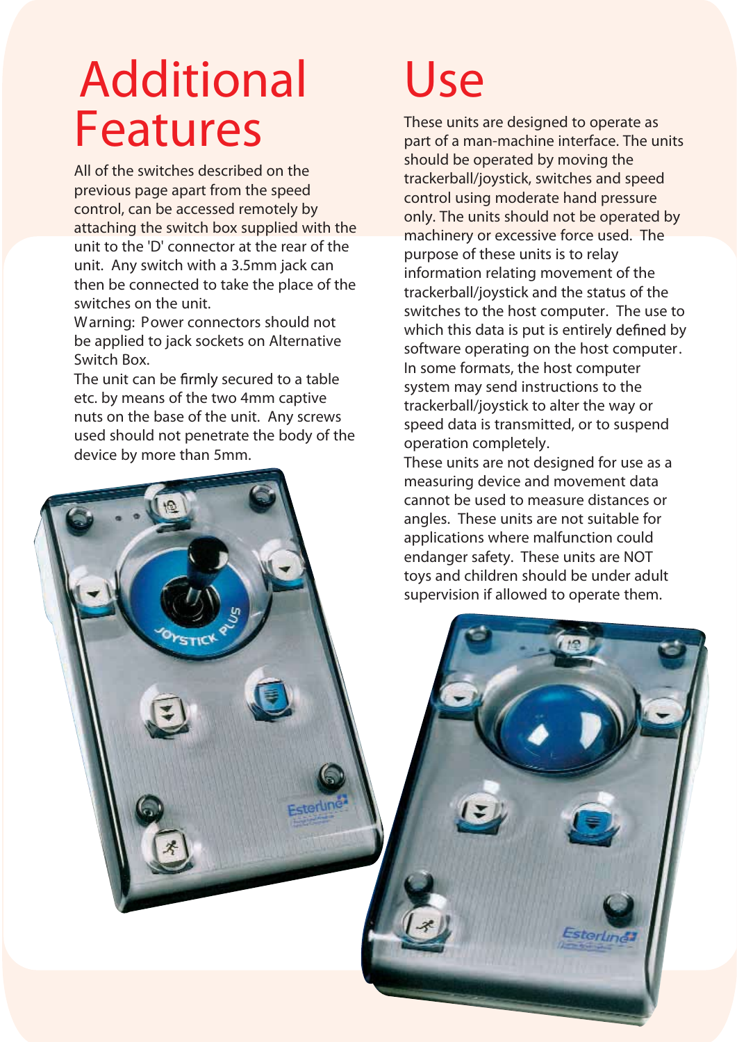# Additional Features

All of the switches described on the previous page apart from the speed control, can be accessed remotely by attaching the switch box supplied with the unit to the 'D' connector at the rear of the unit. Any switch with a 3.5mm jack can then be connected to take the place of the switches on the unit.

Warning: Power connectors should not be applied to jack sockets on Alternative Switch Box.

The unit can be firmly secured to a table etc. by means of the two 4mm captive nuts on the base of the unit. Any screws used should not penetrate the body of the device by more than 5mm.

# Use

These units are designed to operate as part of a man-machine interface. The units should be operated by moving the trackerball/joystick, switches and speed control using moderate hand pressure only. The units should not be operated by machinery or excessive force used. The purpose of these units is to relay information relating movement of the trackerball/joystick and the status of the switches to the host computer. The use to which this data is put is entirely defined by software operating on the host computer. In some formats, the host computer system may send instructions to the trackerball/joystick to alter the way or speed data is transmitted, or to suspend operation completely.

These units are not designed for use as a measuring device and movement data cannot be used to measure distances or angles. These units are not suitable for applications where malfunction could endanger safety. These units are NOT toys and children should be under adult supervision if allowed to operate them.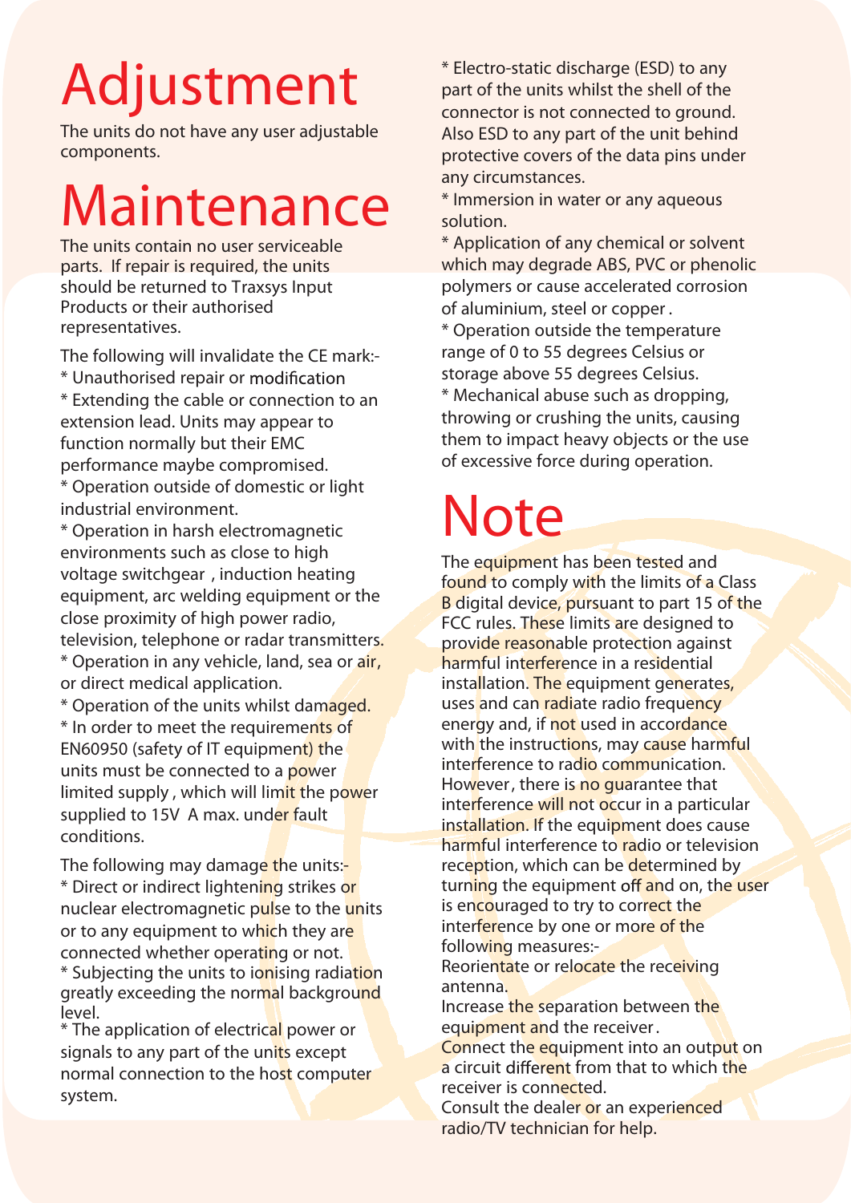# Adjustment

The units do not have any user adjustable components.

# Maintenance

The units contain no user serviceable parts. If repair is required, the units should be returned to Traxsys Input Products or their authorised representatives.

The following will invalidate the CE mark:-

* Unauthorised repair or modification
* Extending the cable or connection to an extension lead. Units may appear to function normally but their EMC performance maybe compromised.
* Operation outside of domestic or light industrial environment.
* Operation in harsh electromagnetic environments such as close to high voltage switchgear , induction heating equipment, arc welding equipment or the close proximity of high power radio, television, telephone or radar transmitters.
* Operation in any vehicle, land, sea or air, or direct medical application.
* Operation of the units whilst damaged.
* In order to meet the requirements of EN60950 (safety of IT equipment) the units must be connected to a power limited supply , which will limit the power supplied to 15V A max. under fault conditions.

The following may damage the units:-

* Direct or indirect lightening strikes or nuclear electromagnetic pulse to the units or to any equipment to which they are connected whether operating or not.
* Subjecting the units to ionising radiation greatly exceeding the normal background level.
* The application of electrical power or signals to any part of the units except normal connection to the host computer system.
* Electro-static discharge (ESD) to any part of the units whilst the shell of the connector is not connected to ground. Also ESD to any part of the unit behind protective covers of the data pins under any circumstances.
* Immersion in water or any aqueous solution.
* Application of any chemical or solvent which may degrade ABS, PVC or phenolic polymers or cause accelerated corrosion of aluminium, steel or copper .
* Operation outside the temperature range of 0 to 55 degrees Celsius or storage above 55 degrees Celsius.
* Mechanical abuse such as dropping, throwing or crushing the units, causing them to impact heavy objects or the use of excessive force during operation.

# Note

The equipment has been tested and found to comply with the limits of a Class B digital device, pursuant to part 15 of the FCC rules. These limits are designed to provide reasonable protection against harmful interference in a residential installation. The equipment generates, uses and can radiate radio frequency energy and, if not used in accordance with the instructions, may cause harmful interference to radio communication. However, there is no guarantee that interference will not occur in a particular installation. If the equipment does cause harmful interference to radio or television reception, which can be determined by turning the equipment off and on, the user is encouraged to try to correct the interference by one or more of the following measures:-

Reorientate or relocate the receiving antenna.

Increase the separation between the equipment and the receiver.

Connect the equipment into an output on a circuit different from that to which the receiver is connected.

Consult the dealer or an experienced radio/TV technician for help.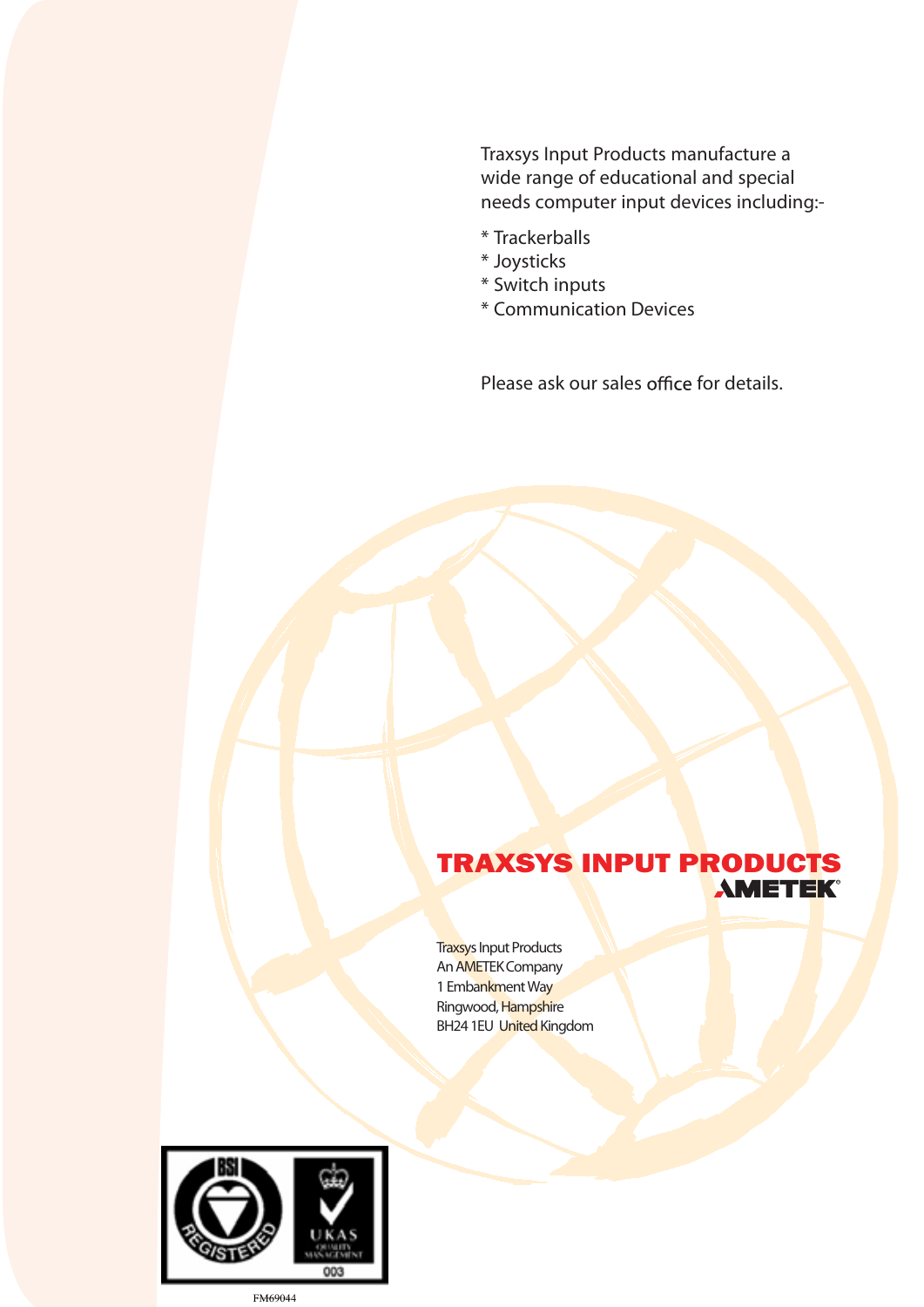Traxsys Input Products manufacture a wide range of educational and special needs computer input devices including:-

* Trackerballs
* Joysticks
* Switch inputs
* Communication Devices

Please ask our sales office for details.

**TRAXSYS INPUT PRODUCTS**

**AMETEK**

Traxsys Input Products  
An AMETEK Company  
1 Embankment Way  
Ringwood, Hampshire  
BH24 1EU United Kingdom

BSI REGISTERED

UKAS QUALITY MANAGEMENT 003

FM69044